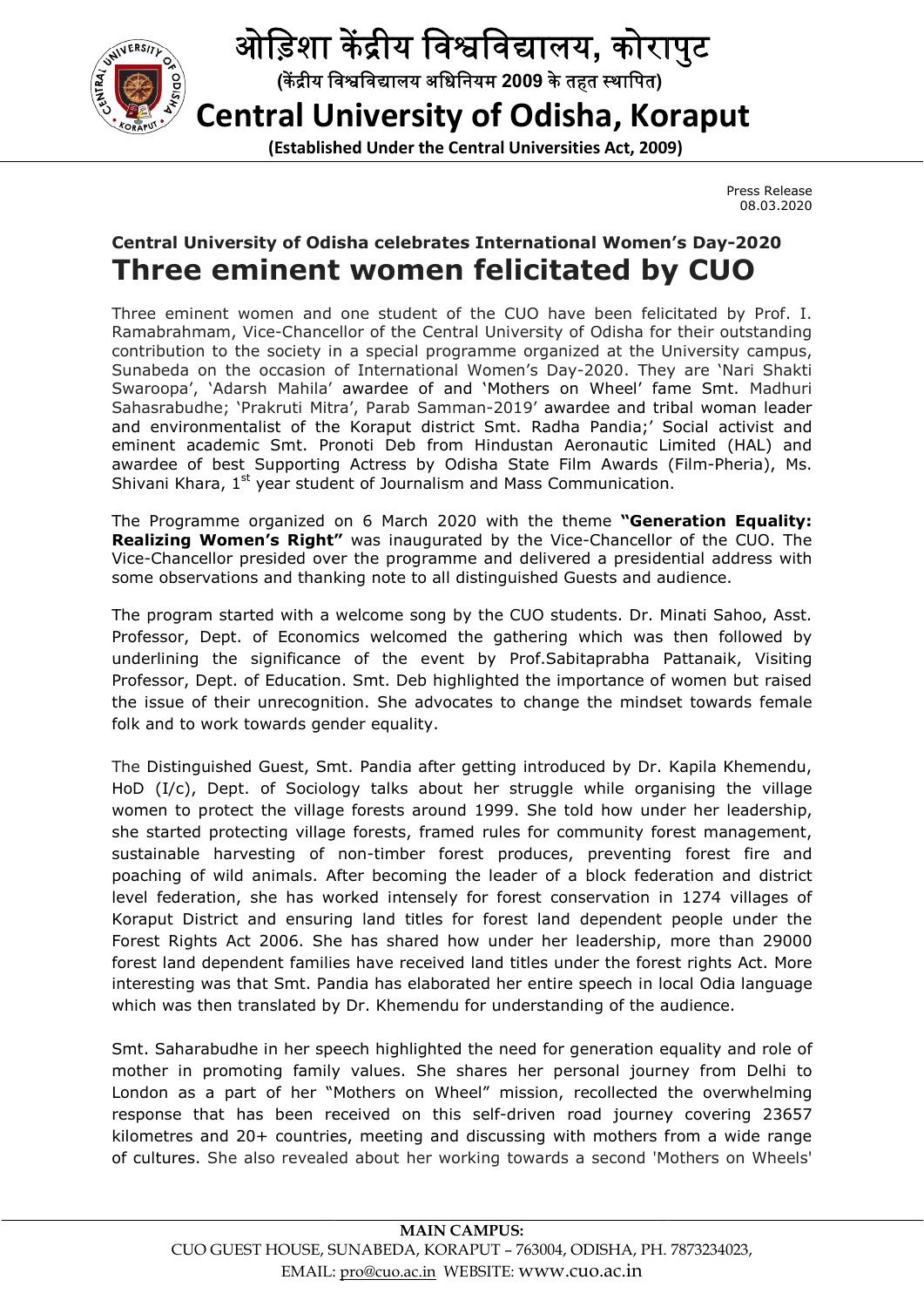# ओड़िशा केंद्रीय विश्वविद्यालय, कोरापुट

**(केंद्रीय विश्वविद्यालय अधिनियम 2009 के तहत स्थापित)**

# Central University of Odisha, Koraput

**(Established Under the Central Universities Act, 2009)**

Press Release
08.03.2020

### Central University of Odisha celebrates International Women's Day-2020

# Three eminent women felicitated by CUO

Three eminent women and one student of the CUO have been felicitated by Prof. I. Ramabrahmam, Vice-Chancellor of the Central University of Odisha for their outstanding contribution to the society in a special programme organized at the University campus, Sunabeda on the occasion of International Women's Day-2020. They are 'Nari Shakti Swaroopa', 'Adarsh Mahila' awardee of and 'Mothers on Wheel' fame Smt. Madhuri Sahasrabudhe; 'Prakruti Mitra', Parab Samman-2019' awardee and tribal woman leader and environmentalist of the Koraput district Smt. Radha Pandia;' Social activist and eminent academic Smt. Pronoti Deb from Hindustan Aeronautic Limited (HAL) and awardee of best Supporting Actress by Odisha State Film Awards (Film-Pheria), Ms. Shivani Khara, 1st year student of Journalism and Mass Communication.

The Programme organized on 6 March 2020 with the theme **"Generation Equality: Realizing Women's Right"** was inaugurated by the Vice-Chancellor of the CUO. The Vice-Chancellor presided over the programme and delivered a presidential address with some observations and thanking note to all distinguished Guests and audience.

The program started with a welcome song by the CUO students. Dr. Minati Sahoo, Asst. Professor, Dept. of Economics welcomed the gathering which was then followed by underlining the significance of the event by Prof.Sabitaprabha Pattanaik, Visiting Professor, Dept. of Education. Smt. Deb highlighted the importance of women but raised the issue of their unrecognition. She advocates to change the mindset towards female folk and to work towards gender equality.

The Distinguished Guest, Smt. Pandia after getting introduced by Dr. Kapila Khemendu, HoD (I/c), Dept. of Sociology talks about her struggle while organising the village women to protect the village forests around 1999. She told how under her leadership, she started protecting village forests, framed rules for community forest management, sustainable harvesting of non-timber forest produces, preventing forest fire and poaching of wild animals. After becoming the leader of a block federation and district level federation, she has worked intensely for forest conservation in 1274 villages of Koraput District and ensuring land titles for forest land dependent people under the Forest Rights Act 2006. She has shared how under her leadership, more than 29000 forest land dependent families have received land titles under the forest rights Act. More interesting was that Smt. Pandia has elaborated her entire speech in local Odia language which was then translated by Dr. Khemendu for understanding of the audience.

Smt. Saharabudhe in her speech highlighted the need for generation equality and role of mother in promoting family values. She shares her personal journey from Delhi to London as a part of her "Mothers on Wheel" mission, recollected the overwhelming response that has been received on this self-driven road journey covering 23657 kilometres and 20+ countries, meeting and discussing with mothers from a wide range of cultures. She also revealed about her working towards a second 'Mothers on Wheels'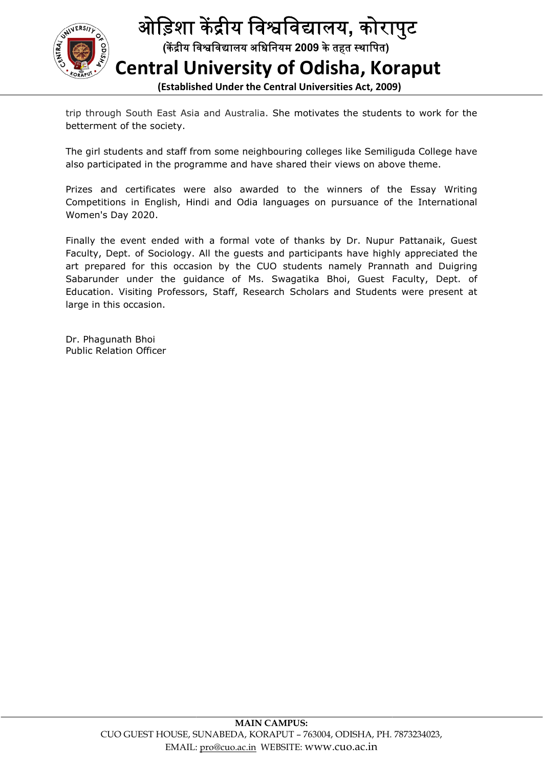trip through South East Asia and Australia. She motivates the students to work for the betterment of the society.

The girl students and staff from some neighbouring colleges like Semiliguda College have also participated in the programme and have shared their views on above theme.

Prizes and certificates were also awarded to the winners of the Essay Writing Competitions in English, Hindi and Odia languages on pursuance of the International Women's Day 2020.

Finally the event ended with a formal vote of thanks by Dr. Nupur Pattanaik, Guest Faculty, Dept. of Sociology. All the guests and participants have highly appreciated the art prepared for this occasion by the CUO students namely Prannath and Duigring Sabarunder under the guidance of Ms. Swagatika Bhoi, Guest Faculty, Dept. of Education. Visiting Professors, Staff, Research Scholars and Students were present at large in this occasion.

Dr. Phagunath Bhoi
Public Relation Officer